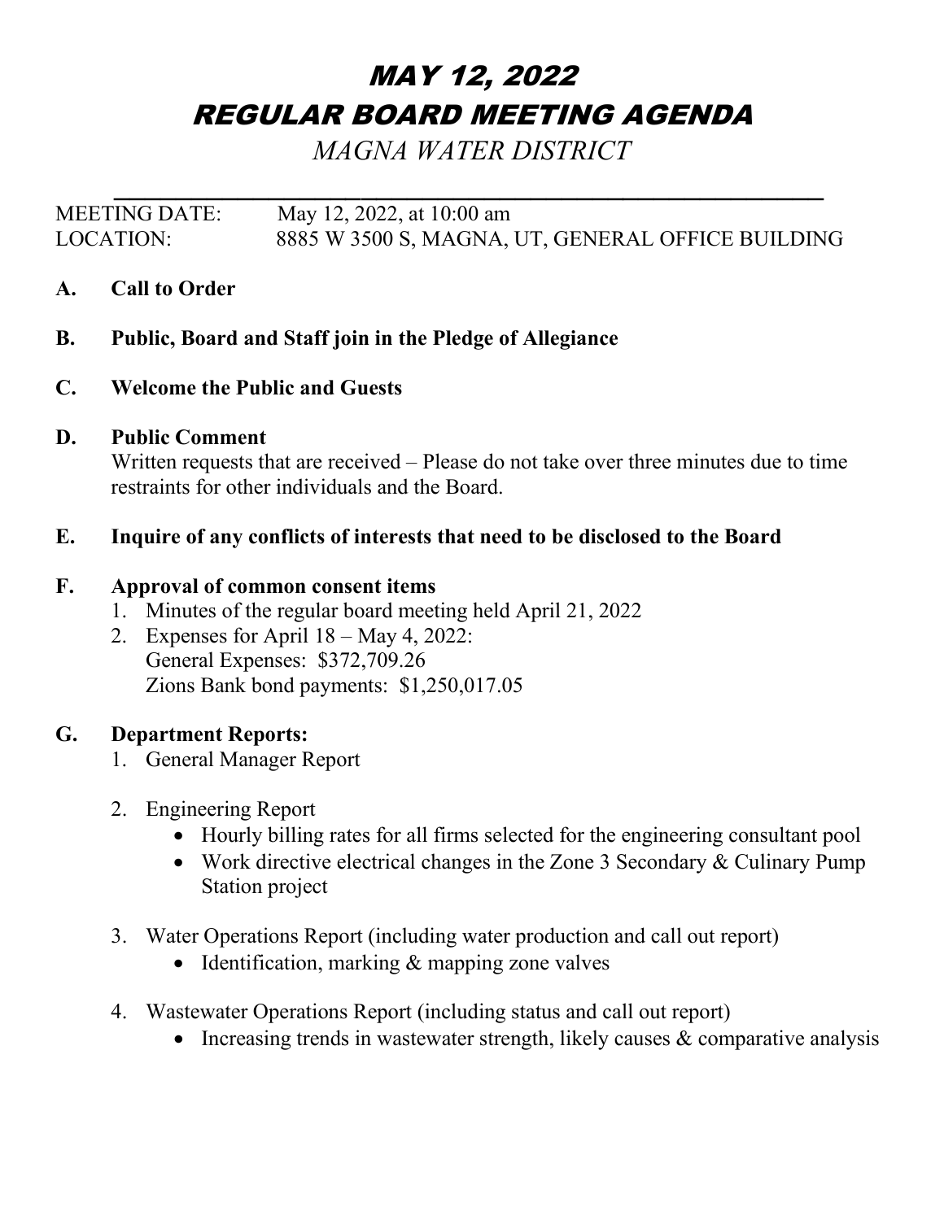# *MAY 12, 2022*
# *REGULAR BOARD MEETING AGENDA*

*MAGNA WATER DISTRICT*

---

MEETING DATE: May 12, 2022, at 10:00 am
LOCATION: 8885 W 3500 S, MAGNA, UT, GENERAL OFFICE BUILDING

**A. Call to Order**

**B. Public, Board and Staff join in the Pledge of Allegiance**

**C. Welcome the Public and Guests**

**D. Public Comment**

Written requests that are received – Please do not take over three minutes due to time restraints for other individuals and the Board.

**E. Inquire of any conflicts of interests that need to be disclosed to the Board**

**F. Approval of common consent items**

1. Minutes of the regular board meeting held April 21, 2022
2. Expenses for April 18 – May 4, 2022:
   General Expenses: $372,709.26
   Zions Bank bond payments: $1,250,017.05

**G. Department Reports:**

1. General Manager Report
2. Engineering Report
   - Hourly billing rates for all firms selected for the engineering consultant pool
   - Work directive electrical changes in the Zone 3 Secondary & Culinary Pump Station project
3. Water Operations Report (including water production and call out report)
   - Identification, marking & mapping zone valves
4. Wastewater Operations Report (including status and call out report)
   - Increasing trends in wastewater strength, likely causes & comparative analysis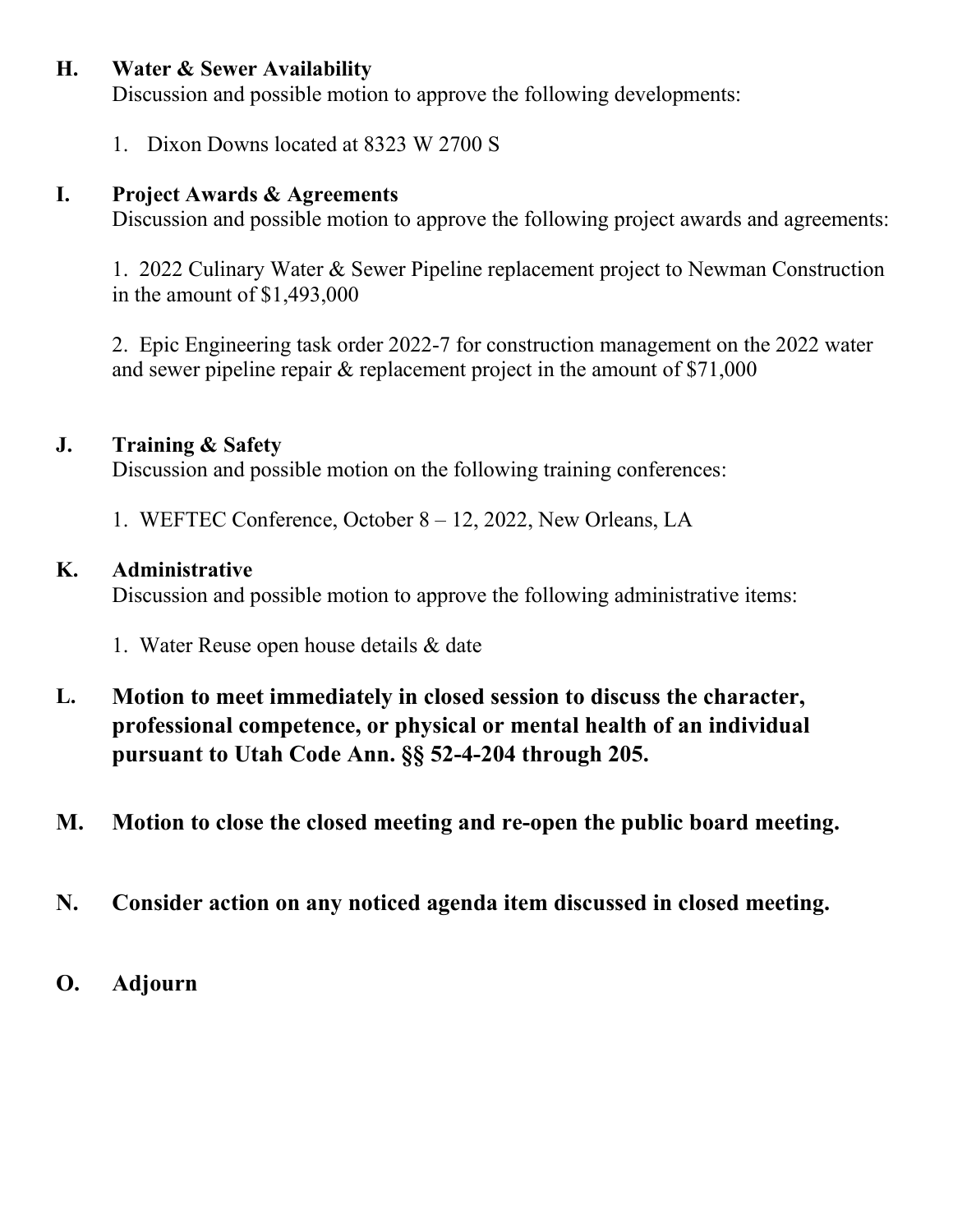**H. Water & Sewer Availability**

Discussion and possible motion to approve the following developments:

1. Dixon Downs located at 8323 W 2700 S

**I. Project Awards & Agreements**

Discussion and possible motion to approve the following project awards and agreements:

1. 2022 Culinary Water & Sewer Pipeline replacement project to Newman Construction in the amount of $1,493,000

2. Epic Engineering task order 2022-7 for construction management on the 2022 water and sewer pipeline repair & replacement project in the amount of $71,000

**J. Training & Safety**

Discussion and possible motion on the following training conferences:

1. WEFTEC Conference, October 8 – 12, 2022, New Orleans, LA

**K. Administrative**

Discussion and possible motion to approve the following administrative items:

1. Water Reuse open house details & date

**L. Motion to meet immediately in closed session to discuss the character, professional competence, or physical or mental health of an individual pursuant to Utah Code Ann. §§ 52-4-204 through 205.**

**M. Motion to close the closed meeting and re-open the public board meeting.**

**N. Consider action on any noticed agenda item discussed in closed meeting.**

**O. Adjourn**